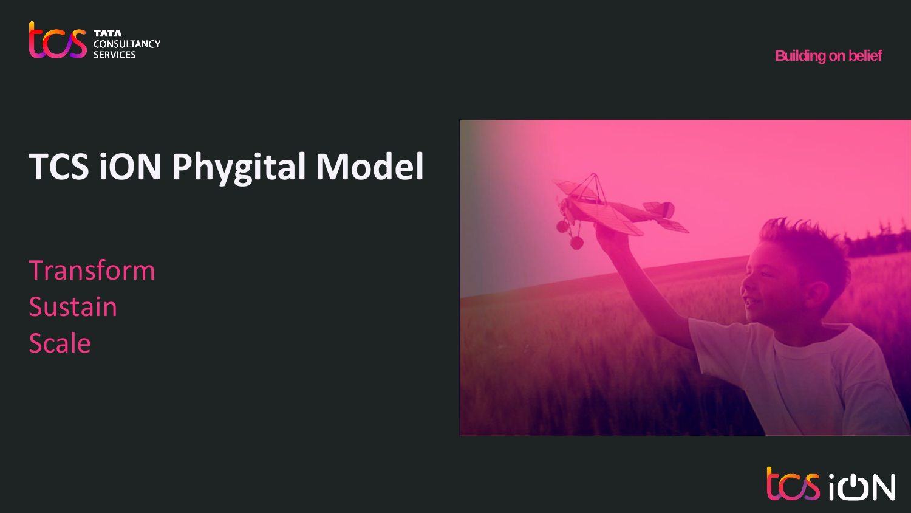Building on belief

# TCS iON Phygital Model

Transform
Sustain
Scale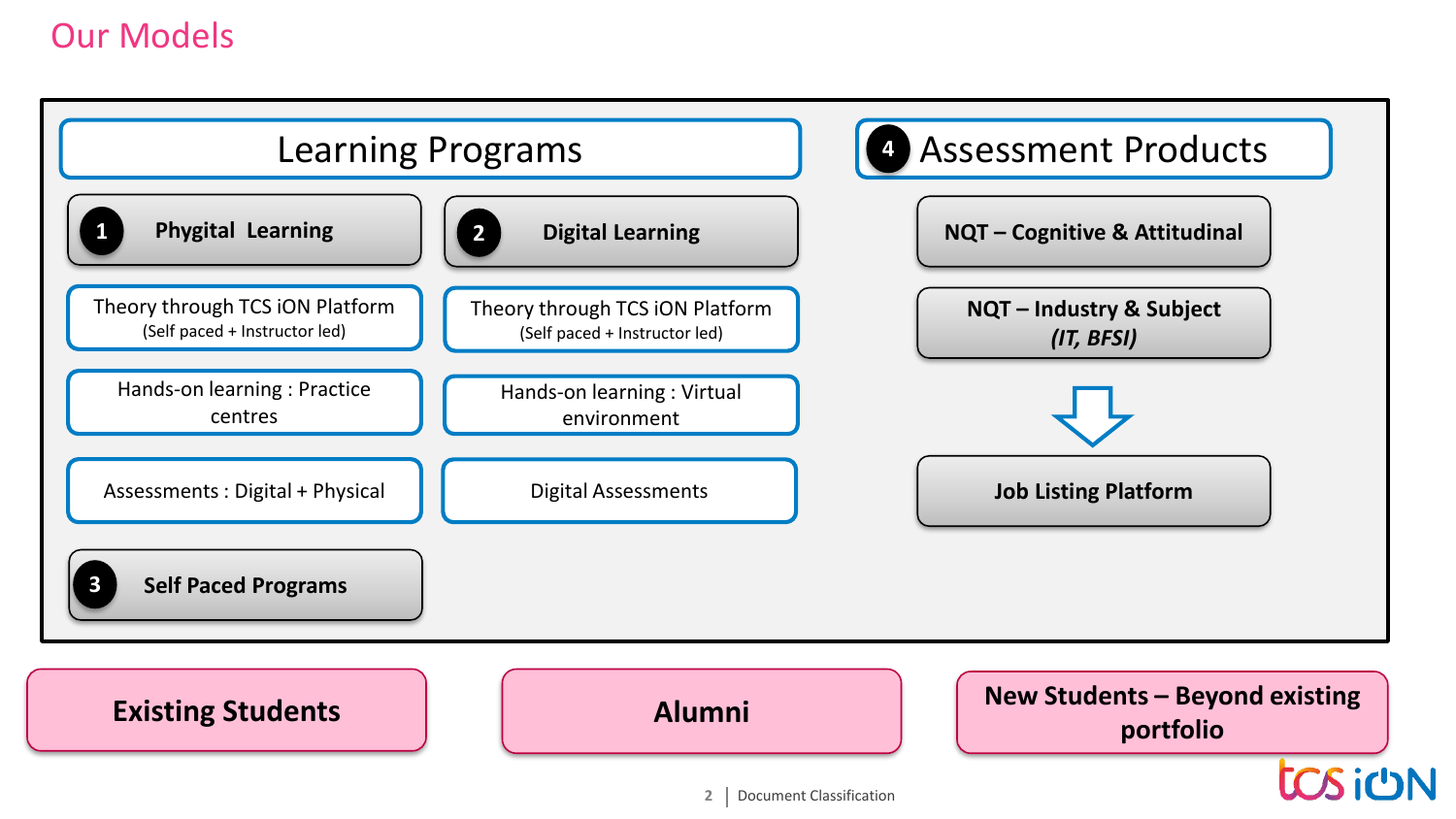# Our Models

## Learning Programs

### 1 Phygital Learning

- Theory through TCS iON Platform (Self paced + Instructor led)
- Hands-on learning : Practice centres
- Assessments : Digital + Physical

### 2 Digital Learning

- Theory through TCS iON Platform (Self paced + Instructor led)
- Hands-on learning : Virtual environment
- Digital Assessments

### 3 Self Paced Programs

## 4 Assessment Products

- **NQT – Cognitive & Attitudinal**
- **NQT – Industry & Subject *(IT, BFSI)***

↓

- **Job Listing Platform**

**Existing Students** | **Alumni** | **New Students – Beyond existing portfolio**

Document Classification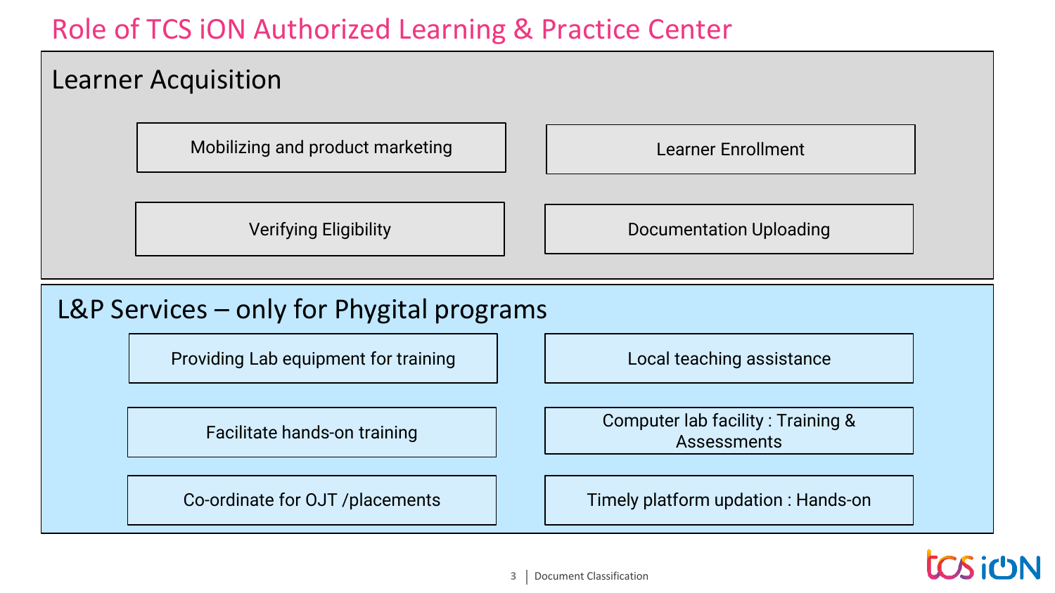# Role of TCS iON Authorized Learning & Practice Center

## Learner Acquisition

- Mobilizing and product marketing
- Learner Enrollment
- Verifying Eligibility
- Documentation Uploading

## L&P Services – only for Phygital programs

- Providing Lab equipment for training
- Local teaching assistance
- Facilitate hands-on training
- Computer lab facility : Training & Assessments
- Co-ordinate for OJT /placements
- Timely platform updation : Hands-on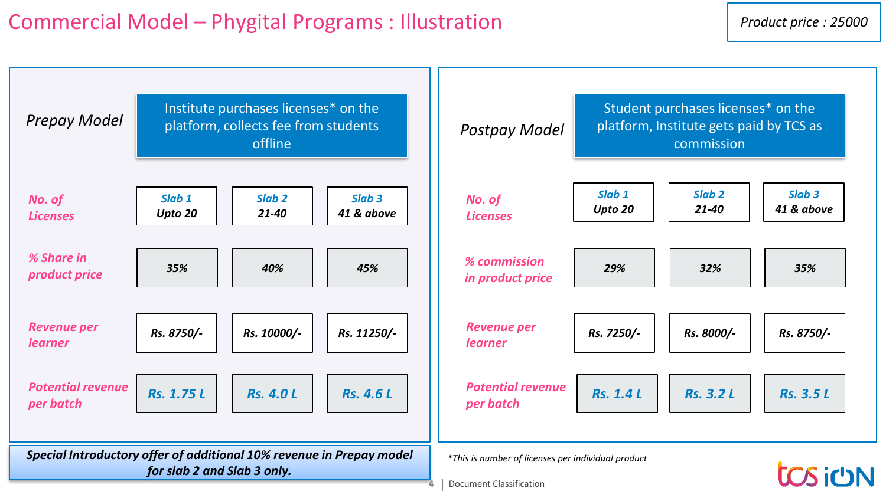# Commercial Model – Phygital Programs : Illustration

*Product price : 25000*

## *Prepay Model*

Institute purchases licenses* on the platform, collects fee from students offline

| | Slab 1 | Slab 2 | Slab 3 |
|---|---|---|---|
| ***No. of Licenses*** | ***Upto 20*** | ***21-40*** | ***41 & above*** |
| ***% Share in product price*** | ***35%*** | ***40%*** | ***45%*** |
| ***Revenue per learner*** | **Rs. 8750/-** | **Rs. 10000/-** | **Rs. 11250/-** |
| ***Potential revenue per batch*** | ***Rs. 1.75 L*** | ***Rs. 4.0 L*** | ***Rs. 4.6 L*** |

***Special Introductory offer of additional 10% revenue in Prepay model for slab 2 and Slab 3 only.***

## *Postpay Model*

Student purchases licenses* on the platform, Institute gets paid by TCS as commission

| | Slab 1 | Slab 2 | Slab 3 |
|---|---|---|---|
| ***No. of Licenses*** | ***Upto 20*** | ***21-40*** | ***41 & above*** |
| ***% commission in product price*** | ***29%*** | ***32%*** | ***35%*** |
| ***Revenue per learner*** | **Rs. 7250/-** | **Rs. 8000/-** | **Rs. 8750/-** |
| ***Potential revenue per batch*** | ***Rs. 1.4 L*** | ***Rs. 3.2 L*** | ***Rs. 3.5 L*** |

*\*This is number of licenses per individual product*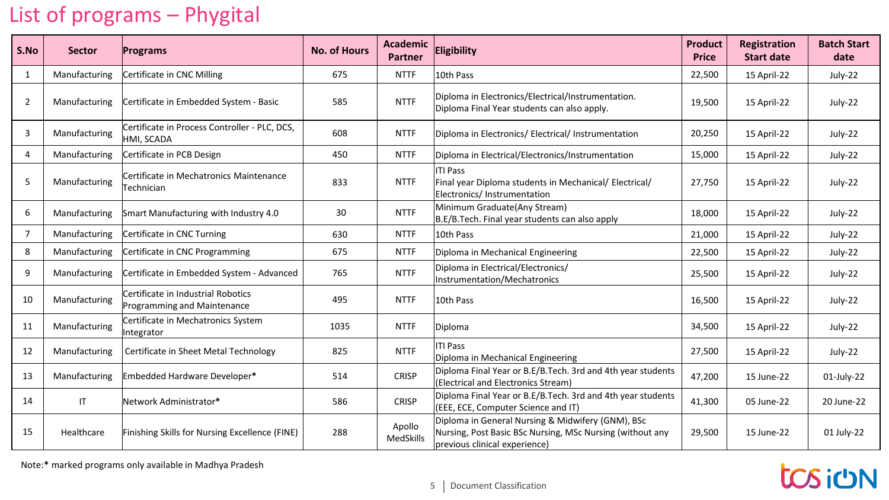# List of programs – Phygital

| S.No | Sector | Programs | No. of Hours | Academic Partner | Eligibility | Product Price | Registration Start date | Batch Start date |
|---|---|---|---|---|---|---|---|---|
| 1 | Manufacturing | Certificate in CNC Milling | 675 | NTTF | 10th Pass | 22,500 | 15 April-22 | July-22 |
| 2 | Manufacturing | Certificate in Embedded System - Basic | 585 | NTTF | Diploma in Electronics/Electrical/Instrumentation. Diploma Final Year students can also apply. | 19,500 | 15 April-22 | July-22 |
| 3 | Manufacturing | Certificate in Process Controller - PLC, DCS, HMI, SCADA | 608 | NTTF | Diploma in Electronics/ Electrical/ Instrumentation | 20,250 | 15 April-22 | July-22 |
| 4 | Manufacturing | Certificate in PCB Design | 450 | NTTF | Diploma in Electrical/Electronics/Instrumentation | 15,000 | 15 April-22 | July-22 |
| 5 | Manufacturing | Certificate in Mechatronics Maintenance Technician | 833 | NTTF | ITI Pass<br>Final year Diploma students in Mechanical/ Electrical/ Electronics/ Instrumentation | 27,750 | 15 April-22 | July-22 |
| 6 | Manufacturing | Smart Manufacturing with Industry 4.0 | 30 | NTTF | Minimum Graduate(Any Stream)<br>B.E/B.Tech. Final year students can also apply | 18,000 | 15 April-22 | July-22 |
| 7 | Manufacturing | Certificate in CNC Turning | 630 | NTTF | 10th Pass | 21,000 | 15 April-22 | July-22 |
| 8 | Manufacturing | Certificate in CNC Programming | 675 | NTTF | Diploma in Mechanical Engineering | 22,500 | 15 April-22 | July-22 |
| 9 | Manufacturing | Certificate in Embedded System - Advanced | 765 | NTTF | Diploma in Electrical/Electronics/ Instrumentation/Mechatronics | 25,500 | 15 April-22 | July-22 |
| 10 | Manufacturing | Certificate in Industrial Robotics Programming and Maintenance | 495 | NTTF | 10th Pass | 16,500 | 15 April-22 | July-22 |
| 11 | Manufacturing | Certificate in Mechatronics System Integrator | 1035 | NTTF | Diploma | 34,500 | 15 April-22 | July-22 |
| 12 | Manufacturing | Certificate in Sheet Metal Technology | 825 | NTTF | ITI Pass<br>Diploma in Mechanical Engineering | 27,500 | 15 April-22 | July-22 |
| 13 | Manufacturing | Embedded Hardware Developer* | 514 | CRISP | Diploma Final Year or B.E/B.Tech. 3rd and 4th year students (Electrical and Electronics Stream) | 47,200 | 15 June-22 | 01-July-22 |
| 14 | IT | Network Administrator* | 586 | CRISP | Diploma Final Year or B.E/B.Tech. 3rd and 4th year students (EEE, ECE, Computer Science and IT) | 41,300 | 05 June-22 | 20 June-22 |
| 15 | Healthcare | Finishing Skills for Nursing Excellence (FINE) | 288 | Apollo MedSkills | Diploma in General Nursing & Midwifery (GNM), BSc Nursing, Post Basic BSc Nursing, MSc Nursing (without any previous clinical experience) | 29,500 | 15 June-22 | 01 July-22 |

Note:* marked programs only available in Madhya Pradesh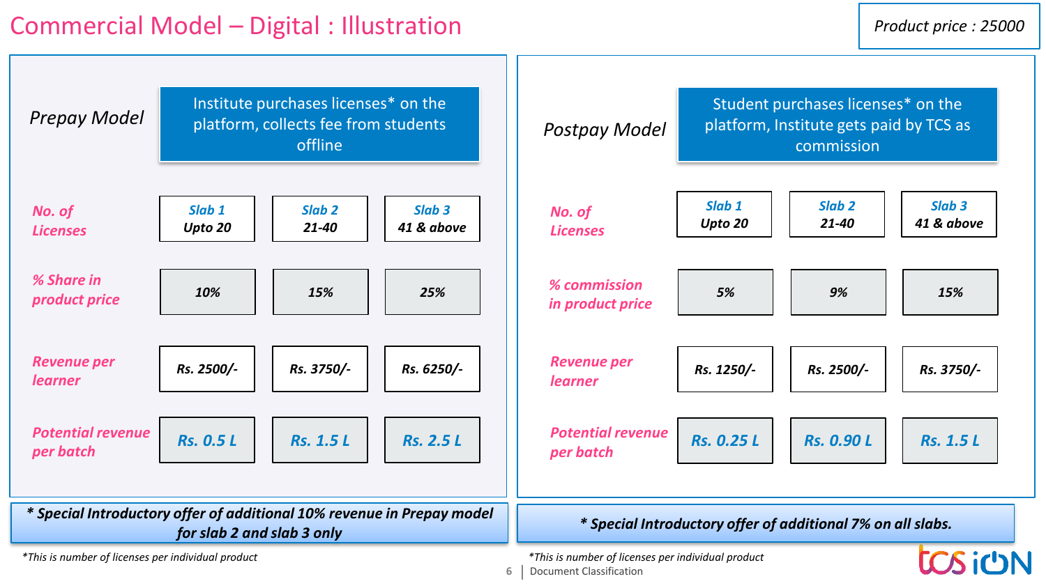# Commercial Model – Digital : Illustration

*Product price : 25000*

## *Prepay Model*

Institute purchases licenses* on the platform, collects fee from students offline

| | Slab 1 | Slab 2 | Slab 3 |
|---|---|---|---|
| ***No. of Licenses*** | ***Upto 20*** | ***21-40*** | ***41 & above*** |
| ***% Share in product price*** | ***10%*** | ***15%*** | ***25%*** |
| ***Revenue per learner*** | ***Rs. 2500/-*** | ***Rs. 3750/-*** | ***Rs. 6250/-*** |
| ***Potential revenue per batch*** | ***Rs. 0.5 L*** | ***Rs. 1.5 L*** | ***Rs. 2.5 L*** |

***\* Special Introductory offer of additional 10% revenue in Prepay model for slab 2 and slab 3 only***

*\*This is number of licenses per individual product*

## *Postpay Model*

Student purchases licenses* on the platform, Institute gets paid by TCS as commission

| | Slab 1 | Slab 2 | Slab 3 |
|---|---|---|---|
| ***No. of Licenses*** | ***Upto 20*** | ***21-40*** | ***41 & above*** |
| ***% commission in product price*** | ***5%*** | ***9%*** | ***15%*** |
| ***Revenue per learner*** | ***Rs. 1250/-*** | ***Rs. 2500/-*** | ***Rs. 3750/-*** |
| ***Potential revenue per batch*** | ***Rs. 0.25 L*** | ***Rs. 0.90 L*** | ***Rs. 1.5 L*** |

***\* Special Introductory offer of additional 7% on all slabs.***

*\*This is number of licenses per individual product*

Document Classification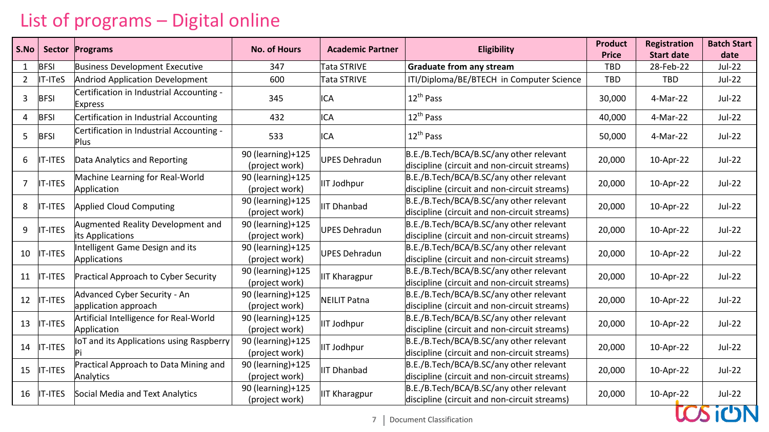# List of programs – Digital online

| S.No | Sector | Programs | No. of Hours | Academic Partner | Eligibility | Product Price | Registration Start date | Batch Start date |
|---|---|---|---|---|---|---|---|---|
| 1 | BFSI | Business Development Executive | 347 | Tata STRIVE | **Graduate from any stream** | TBD | 28-Feb-22 | Jul-22 |
| 2 | IT-ITeS | Andriod Application Development | 600 | Tata STRIVE | ITI/Diploma/BE/BTECH in Computer Science | TBD | TBD | Jul-22 |
| 3 | BFSI | Certification in Industrial Accounting - Express | 345 | ICA | 12th Pass | 30,000 | 4-Mar-22 | Jul-22 |
| 4 | BFSI | Certification in Industrial Accounting | 432 | ICA | 12th Pass | 40,000 | 4-Mar-22 | Jul-22 |
| 5 | BFSI | Certification in Industrial Accounting - Plus | 533 | ICA | 12th Pass | 50,000 | 4-Mar-22 | Jul-22 |
| 6 | IT-ITES | Data Analytics and Reporting | 90 (learning)+125 (project work) | UPES Dehradun | B.E./B.Tech/BCA/B.SC/any other relevant discipline (circuit and non-circuit streams) | 20,000 | 10-Apr-22 | Jul-22 |
| 7 | IT-ITES | Machine Learning for Real-World Application | 90 (learning)+125 (project work) | IIT Jodhpur | B.E./B.Tech/BCA/B.SC/any other relevant discipline (circuit and non-circuit streams) | 20,000 | 10-Apr-22 | Jul-22 |
| 8 | IT-ITES | Applied Cloud Computing | 90 (learning)+125 (project work) | IIT Dhanbad | B.E./B.Tech/BCA/B.SC/any other relevant discipline (circuit and non-circuit streams) | 20,000 | 10-Apr-22 | Jul-22 |
| 9 | IT-ITES | Augmented Reality Development and its Applications | 90 (learning)+125 (project work) | UPES Dehradun | B.E./B.Tech/BCA/B.SC/any other relevant discipline (circuit and non-circuit streams) | 20,000 | 10-Apr-22 | Jul-22 |
| 10 | IT-ITES | Intelligent Game Design and its Applications | 90 (learning)+125 (project work) | UPES Dehradun | B.E./B.Tech/BCA/B.SC/any other relevant discipline (circuit and non-circuit streams) | 20,000 | 10-Apr-22 | Jul-22 |
| 11 | IT-ITES | Practical Approach to Cyber Security | 90 (learning)+125 (project work) | IIT Kharagpur | B.E./B.Tech/BCA/B.SC/any other relevant discipline (circuit and non-circuit streams) | 20,000 | 10-Apr-22 | Jul-22 |
| 12 | IT-ITES | Advanced Cyber Security - An application approach | 90 (learning)+125 (project work) | NEILIT Patna | B.E./B.Tech/BCA/B.SC/any other relevant discipline (circuit and non-circuit streams) | 20,000 | 10-Apr-22 | Jul-22 |
| 13 | IT-ITES | Artificial Intelligence for Real-World Application | 90 (learning)+125 (project work) | IIT Jodhpur | B.E./B.Tech/BCA/B.SC/any other relevant discipline (circuit and non-circuit streams) | 20,000 | 10-Apr-22 | Jul-22 |
| 14 | IT-ITES | IoT and its Applications using Raspberry Pi | 90 (learning)+125 (project work) | IIT Jodhpur | B.E./B.Tech/BCA/B.SC/any other relevant discipline (circuit and non-circuit streams) | 20,000 | 10-Apr-22 | Jul-22 |
| 15 | IT-ITES | Practical Approach to Data Mining and Analytics | 90 (learning)+125 (project work) | IIT Dhanbad | B.E./B.Tech/BCA/B.SC/any other relevant discipline (circuit and non-circuit streams) | 20,000 | 10-Apr-22 | Jul-22 |
| 16 | IT-ITES | Social Media and Text Analytics | 90 (learning)+125 (project work) | IIT Kharagpur | B.E./B.Tech/BCA/B.SC/any other relevant discipline (circuit and non-circuit streams) | 20,000 | 10-Apr-22 | Jul-22 |

Document Classification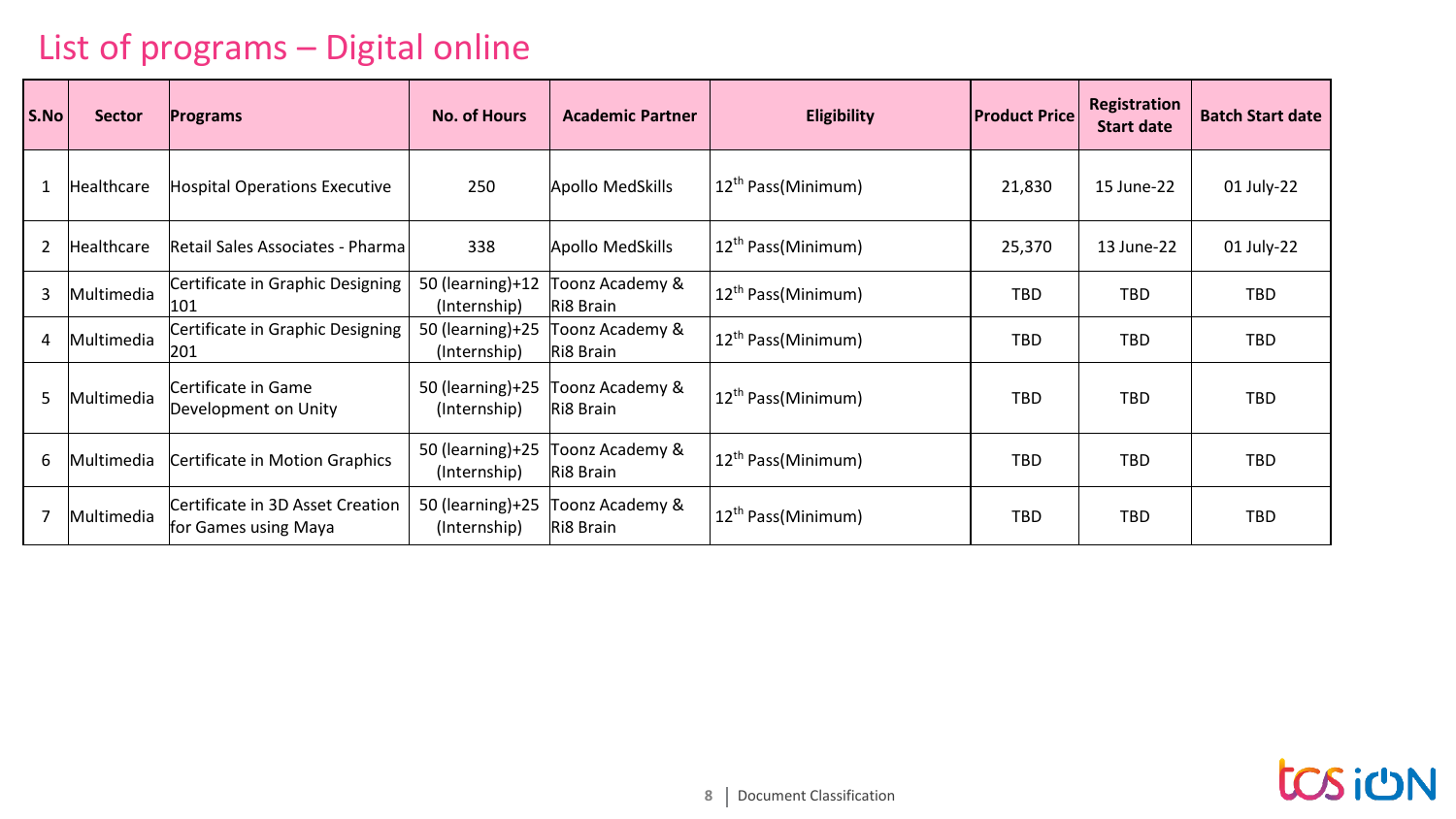# List of programs – Digital online

| S.No | Sector | Programs | No. of Hours | Academic Partner | Eligibility | Product Price | Registration Start date | Batch Start date |
|---|---|---|---|---|---|---|---|---|
| 1 | Healthcare | Hospital Operations Executive | 250 | Apollo MedSkills | $12^{th}$ Pass(Minimum) | 21,830 | 15 June-22 | 01 July-22 |
| 2 | Healthcare | Retail Sales Associates - Pharma | 338 | Apollo MedSkills | $12^{th}$ Pass(Minimum) | 25,370 | 13 June-22 | 01 July-22 |
| 3 | Multimedia | Certificate in Graphic Designing 101 | 50 (learning)+12 (Internship) | Toonz Academy & Ri8 Brain | $12^{th}$ Pass(Minimum) | TBD | TBD | TBD |
| 4 | Multimedia | Certificate in Graphic Designing 201 | 50 (learning)+25 (Internship) | Toonz Academy & Ri8 Brain | $12^{th}$ Pass(Minimum) | TBD | TBD | TBD |
| 5 | Multimedia | Certificate in Game Development on Unity | 50 (learning)+25 (Internship) | Toonz Academy & Ri8 Brain | $12^{th}$ Pass(Minimum) | TBD | TBD | TBD |
| 6 | Multimedia | Certificate in Motion Graphics | 50 (learning)+25 (Internship) | Toonz Academy & Ri8 Brain | $12^{th}$ Pass(Minimum) | TBD | TBD | TBD |
| 7 | Multimedia | Certificate in 3D Asset Creation for Games using Maya | 50 (learning)+25 (Internship) | Toonz Academy & Ri8 Brain | $12^{th}$ Pass(Minimum) | TBD | TBD | TBD |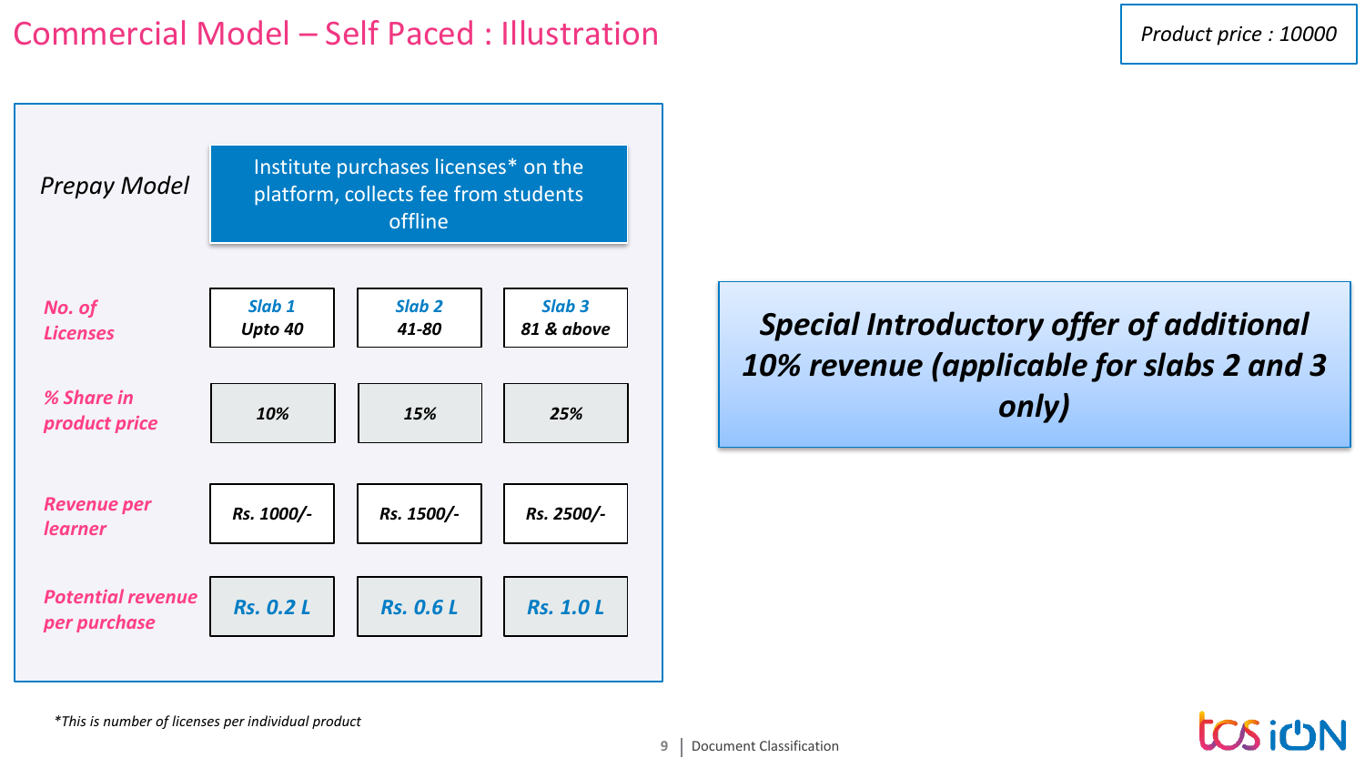# Commercial Model – Self Paced : Illustration

*Product price : 10000*

*Prepay Model*

Institute purchases licenses* on the platform, collects fee from students offline

| | | | |
|---|---|---|---|
| ***No. of Licenses*** | ***Slab 1*** ***Upto 40*** | ***Slab 2*** ***41-80*** | ***Slab 3*** ***81 & above*** |
| ***% Share in product price*** | ***10%*** | ***15%*** | ***25%*** |
| ***Revenue per learner*** | ***Rs. 1000/-*** | ***Rs. 1500/-*** | ***Rs. 2500/-*** |
| ***Potential revenue per purchase*** | ***Rs. 0.2 L*** | ***Rs. 0.6 L*** | ***Rs. 1.0 L*** |

***Special Introductory offer of additional 10% revenue (applicable for slabs 2 and 3 only)***

*\*This is number of licenses per individual product*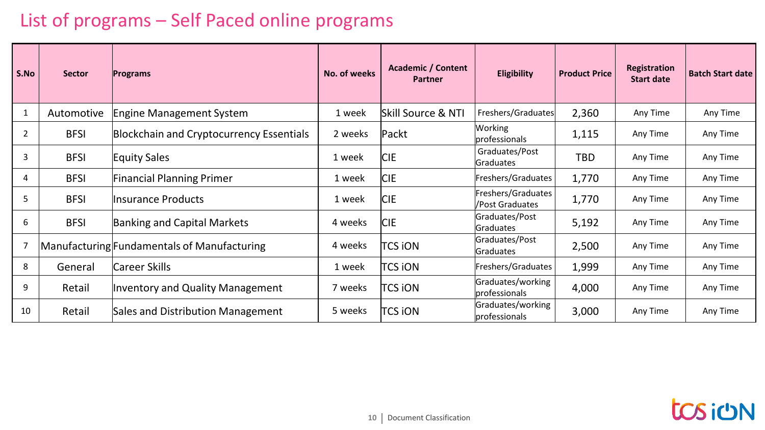# List of programs – Self Paced online programs

| S.No | Sector | Programs | No. of weeks | Academic / Content Partner | Eligibility | Product Price | Registration Start date | Batch Start date |
|---|---|---|---|---|---|---|---|---|
| 1 | Automotive | Engine Management System | 1 week | Skill Source & NTI | Freshers/Graduates | 2,360 | Any Time | Any Time |
| 2 | BFSI | Blockchain and Cryptocurrency Essentials | 2 weeks | Packt | Working professionals | 1,115 | Any Time | Any Time |
| 3 | BFSI | Equity Sales | 1 week | CIE | Graduates/Post Graduates | TBD | Any Time | Any Time |
| 4 | BFSI | Financial Planning Primer | 1 week | CIE | Freshers/Graduates | 1,770 | Any Time | Any Time |
| 5 | BFSI | Insurance Products | 1 week | CIE | Freshers/Graduates /Post Graduates | 1,770 | Any Time | Any Time |
| 6 | BFSI | Banking and Capital Markets | 4 weeks | CIE | Graduates/Post Graduates | 5,192 | Any Time | Any Time |
| 7 | Manufacturing | Fundamentals of Manufacturing | 4 weeks | TCS iON | Graduates/Post Graduates | 2,500 | Any Time | Any Time |
| 8 | General | Career Skills | 1 week | TCS iON | Freshers/Graduates | 1,999 | Any Time | Any Time |
| 9 | Retail | Inventory and Quality Management | 7 weeks | TCS iON | Graduates/working professionals | 4,000 | Any Time | Any Time |
| 10 | Retail | Sales and Distribution Management | 5 weeks | TCS iON | Graduates/working professionals | 3,000 | Any Time | Any Time |

Document Classification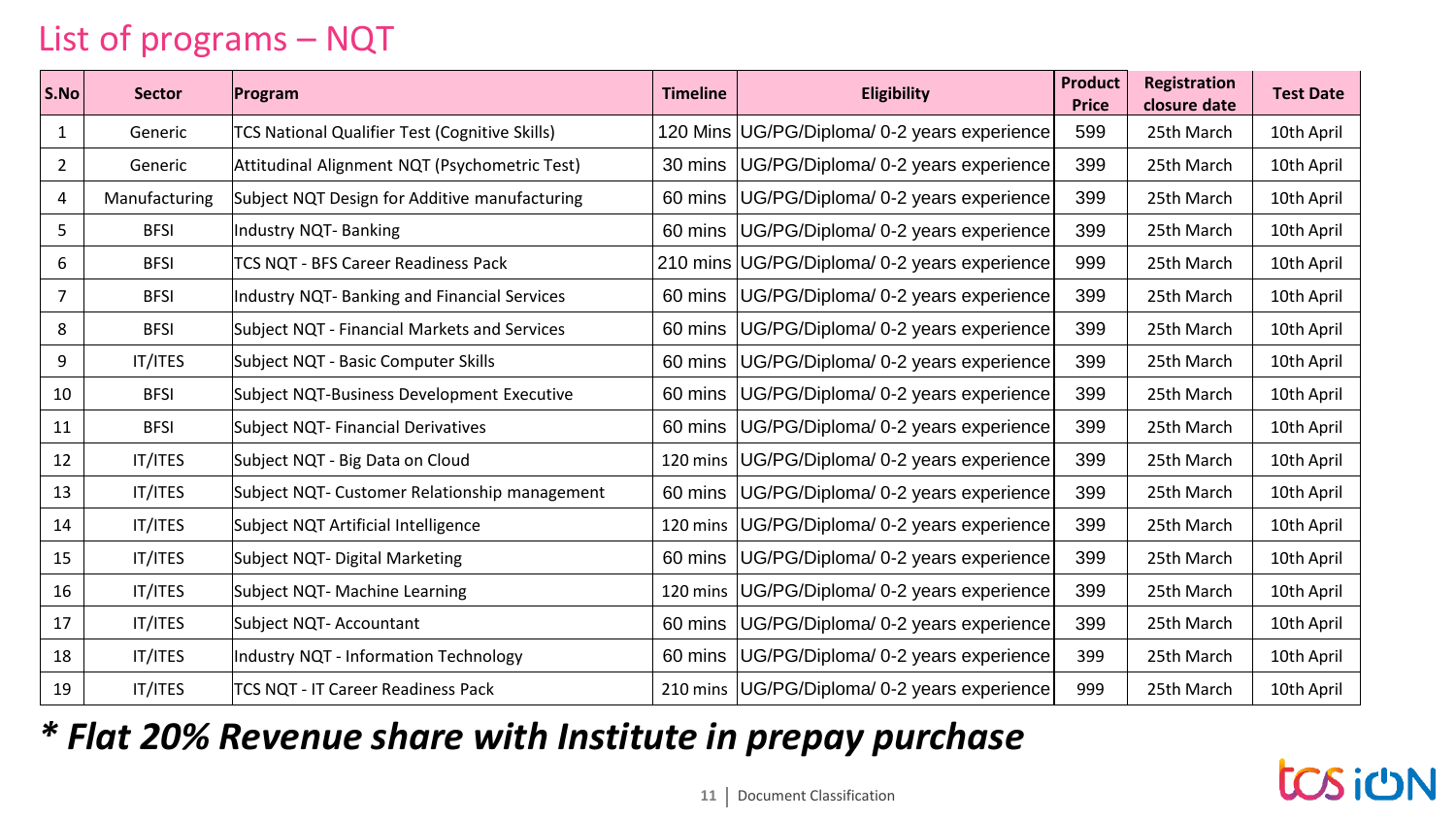# List of programs – NQT

| S.No | Sector | Program | Timeline | Eligibility | Product Price | Registration closure date | Test Date |
|---|---|---|---|---|---|---|---|
| 1 | Generic | TCS National Qualifier Test (Cognitive Skills) | 120 Mins | UG/PG/Diploma/ 0-2 years experience | 599 | 25th March | 10th April |
| 2 | Generic | Attitudinal Alignment NQT (Psychometric Test) | 30 mins | UG/PG/Diploma/ 0-2 years experience | 399 | 25th March | 10th April |
| 4 | Manufacturing | Subject NQT Design for Additive manufacturing | 60 mins | UG/PG/Diploma/ 0-2 years experience | 399 | 25th March | 10th April |
| 5 | BFSI | Industry NQT- Banking | 60 mins | UG/PG/Diploma/ 0-2 years experience | 399 | 25th March | 10th April |
| 6 | BFSI | TCS NQT - BFS Career Readiness Pack | 210 mins | UG/PG/Diploma/ 0-2 years experience | 999 | 25th March | 10th April |
| 7 | BFSI | Industry NQT- Banking and Financial Services | 60 mins | UG/PG/Diploma/ 0-2 years experience | 399 | 25th March | 10th April |
| 8 | BFSI | Subject NQT - Financial Markets and Services | 60 mins | UG/PG/Diploma/ 0-2 years experience | 399 | 25th March | 10th April |
| 9 | IT/ITES | Subject NQT - Basic Computer Skills | 60 mins | UG/PG/Diploma/ 0-2 years experience | 399 | 25th March | 10th April |
| 10 | BFSI | Subject NQT-Business Development Executive | 60 mins | UG/PG/Diploma/ 0-2 years experience | 399 | 25th March | 10th April |
| 11 | BFSI | Subject NQT- Financial Derivatives | 60 mins | UG/PG/Diploma/ 0-2 years experience | 399 | 25th March | 10th April |
| 12 | IT/ITES | Subject NQT - Big Data on Cloud | 120 mins | UG/PG/Diploma/ 0-2 years experience | 399 | 25th March | 10th April |
| 13 | IT/ITES | Subject NQT- Customer Relationship management | 60 mins | UG/PG/Diploma/ 0-2 years experience | 399 | 25th March | 10th April |
| 14 | IT/ITES | Subject NQT Artificial Intelligence | 120 mins | UG/PG/Diploma/ 0-2 years experience | 399 | 25th March | 10th April |
| 15 | IT/ITES | Subject NQT- Digital Marketing | 60 mins | UG/PG/Diploma/ 0-2 years experience | 399 | 25th March | 10th April |
| 16 | IT/ITES | Subject NQT- Machine Learning | 120 mins | UG/PG/Diploma/ 0-2 years experience | 399 | 25th March | 10th April |
| 17 | IT/ITES | Subject NQT- Accountant | 60 mins | UG/PG/Diploma/ 0-2 years experience | 399 | 25th March | 10th April |
| 18 | IT/ITES | Industry NQT - Information Technology | 60 mins | UG/PG/Diploma/ 0-2 years experience | 399 | 25th March | 10th April |
| 19 | IT/ITES | TCS NQT - IT Career Readiness Pack | 210 mins | UG/PG/Diploma/ 0-2 years experience | 999 | 25th March | 10th April |

***\* Flat 20% Revenue share with Institute in prepay purchase***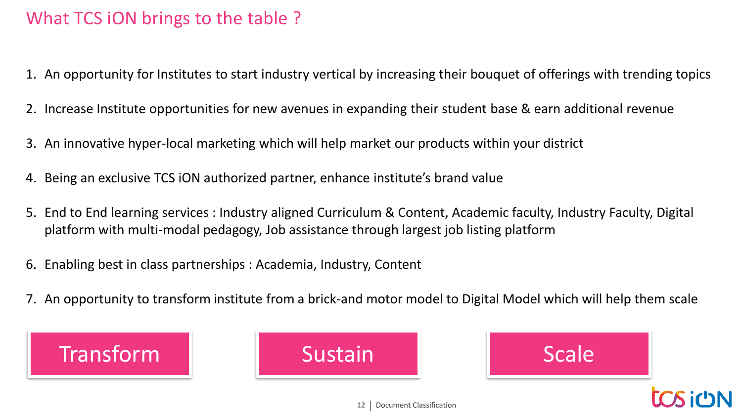# What TCS iON brings to the table ?

1. An opportunity for Institutes to start industry vertical by increasing their bouquet of offerings with trending topics
2. Increase Institute opportunities for new avenues in expanding their student base & earn additional revenue
3. An innovative hyper-local marketing which will help market our products within your district
4. Being an exclusive TCS iON authorized partner, enhance institute's brand value
5. End to End learning services : Industry aligned Curriculum & Content, Academic faculty, Industry Faculty, Digital platform with multi-modal pedagogy, Job assistance through largest job listing platform
6. Enabling best in class partnerships : Academia, Industry, Content
7. An opportunity to transform institute from a brick-and motor model to Digital Model which will help them scale

Transform | Sustain | Scale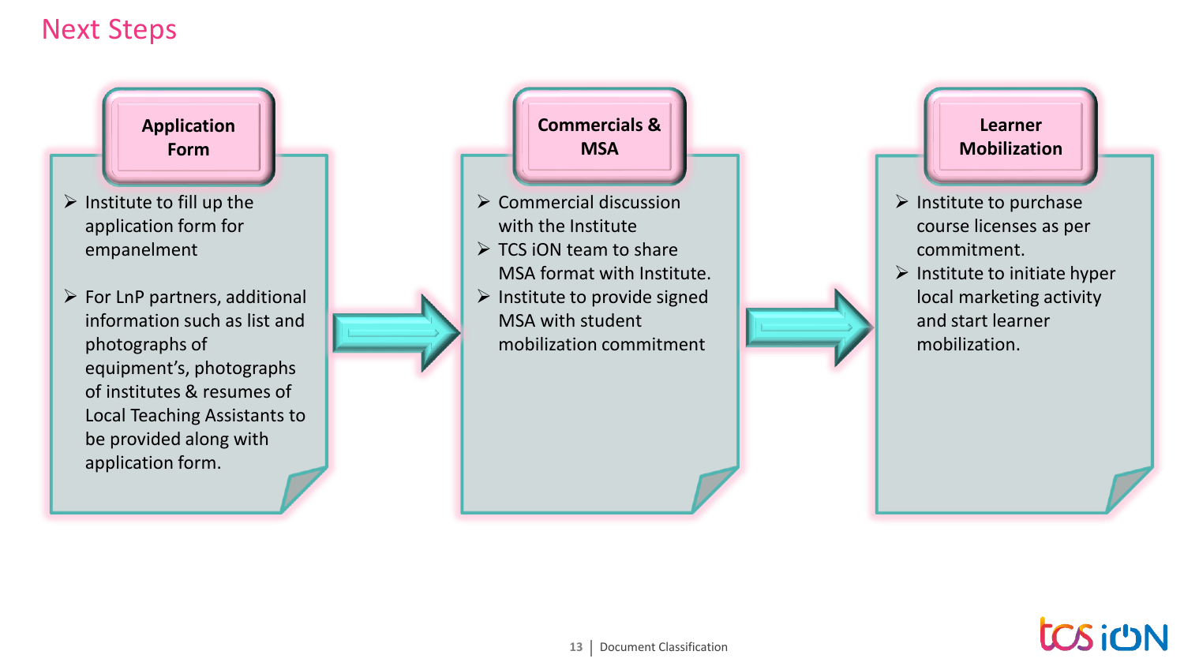# Next Steps

### Application Form

- Institute to fill up the application form for empanelment
- For LnP partners, additional information such as list and photographs of equipment's, photographs of institutes & resumes of Local Teaching Assistants to be provided along with application form.

### Commercials & MSA

- Commercial discussion with the Institute
- TCS iON team to share MSA format with Institute.
- Institute to provide signed MSA with student mobilization commitment

### Learner Mobilization

- Institute to purchase course licenses as per commitment.
- Institute to initiate hyper local marketing activity and start learner mobilization.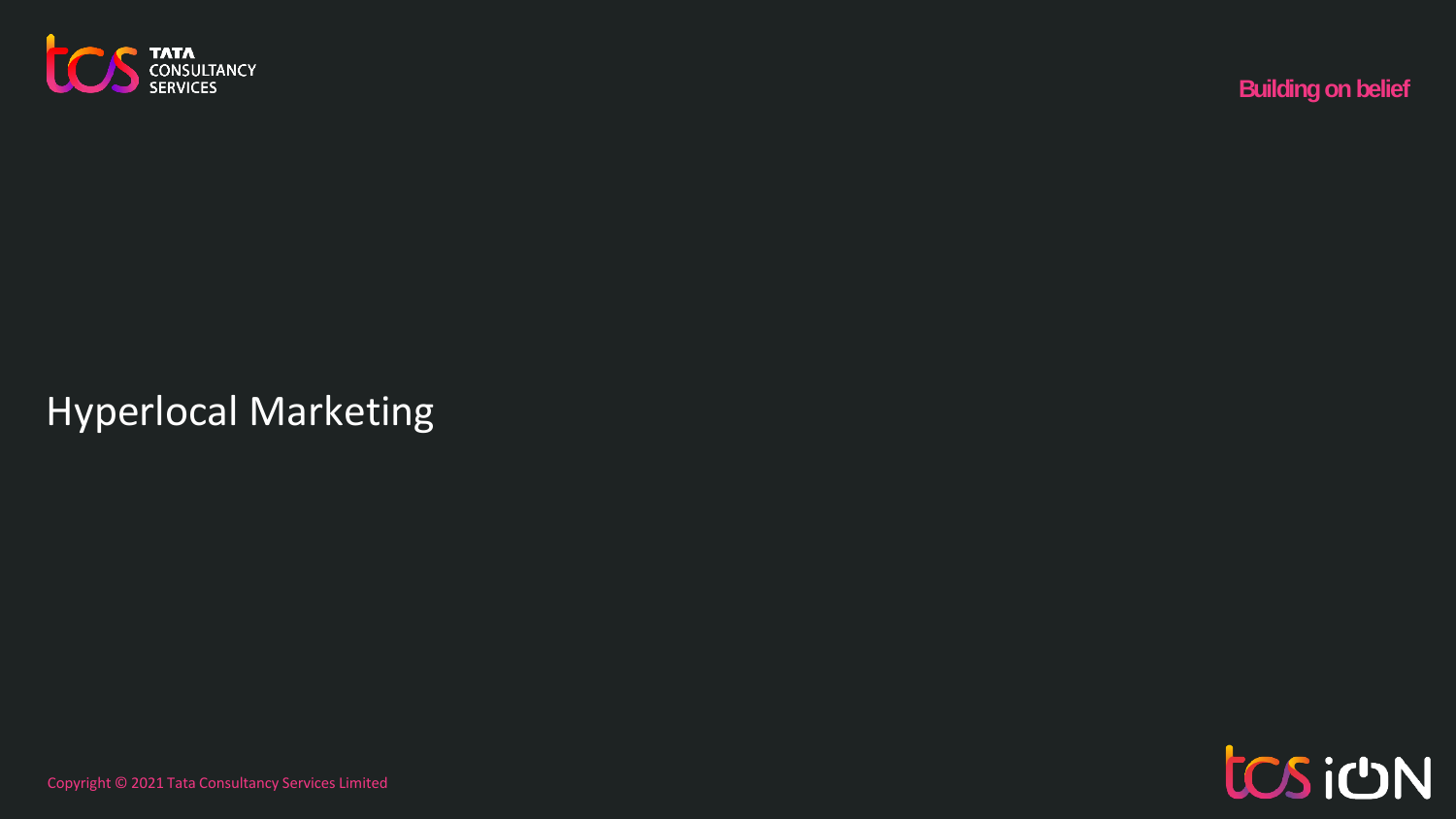# Hyperlocal Marketing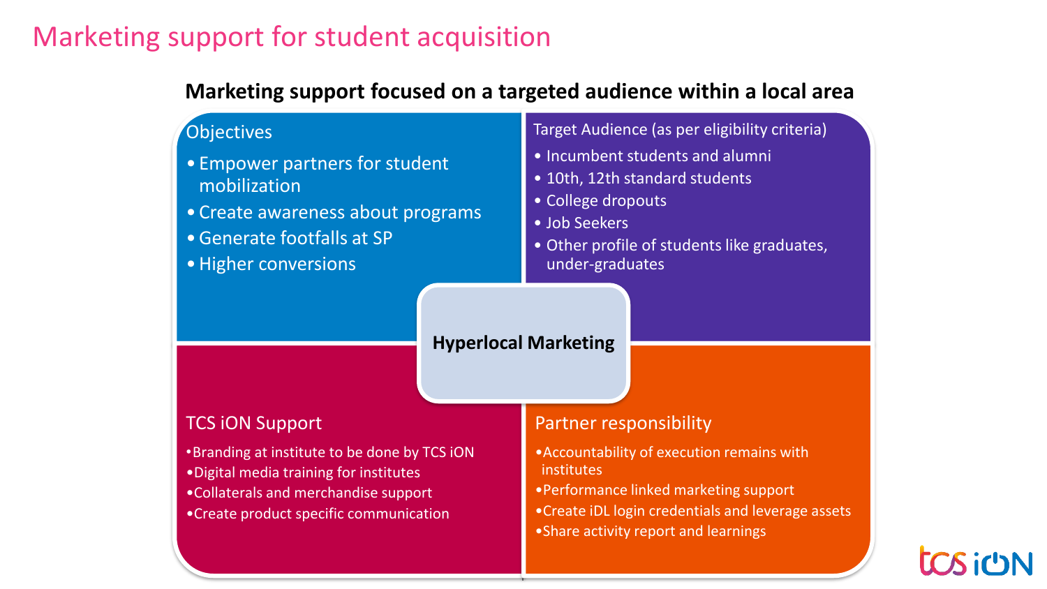# Marketing support for student acquisition

## Marketing support focused on a targeted audience within a local area

### Objectives

- Empower partners for student mobilization
- Create awareness about programs
- Generate footfalls at SP
- Higher conversions

### Target Audience (as per eligibility criteria)

- Incumbent students and alumni
- 10th, 12th standard students
- College dropouts
- Job Seekers
- Other profile of students like graduates, under-graduates

### Hyperlocal Marketing

### TCS iON Support

- Branding at institute to be done by TCS iON
- Digital media training for institutes
- Collaterals and merchandise support
- Create product specific communication

### Partner responsibility

- Accountability of execution remains with institutes
- Performance linked marketing support
- Create iDL login credentials and leverage assets
- Share activity report and learnings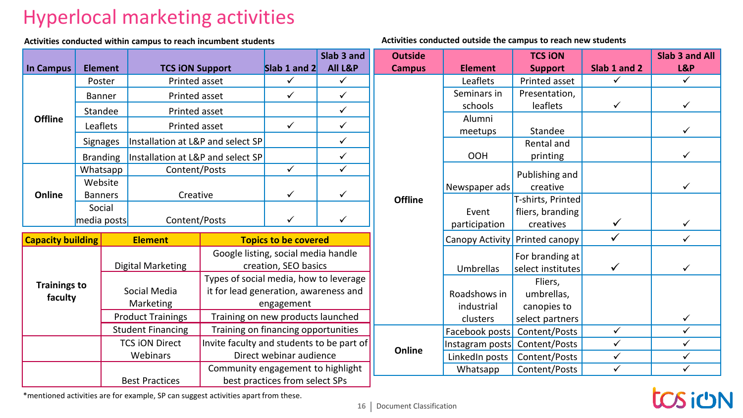# Hyperlocal marketing activities

**Activities conducted within campus to reach incumbent students**

| In Campus | Element | TCS iON Support | Slab 1 and 2 | Slab 3 and All L&P |
|---|---|---|---|---|
| **Offline** | Poster | Printed asset | ✓ | ✓ |
| | Banner | Printed asset | ✓ | ✓ |
| | Standee | Printed asset | | ✓ |
| | Leaflets | Printed asset | ✓ | ✓ |
| | Signages | Installation at L&P and select SP | | ✓ |
| | Branding | Installation at L&P and select SP | | ✓ |
| **Online** | Whatsapp | Content/Posts | ✓ | ✓ |
| | Website Banners | Creative | ✓ | ✓ |
| | Social media posts | Content/Posts | ✓ | ✓ |

| Capacity building | Element | Topics to be covered |
|---|---|---|
| **Trainings to faculty** | Digital Marketing | Google listing, social media handle creation, SEO basics |
| | Social Media Marketing | Types of social media, how to leverage it for lead generation, awareness and engagement |
| | Product Trainings | Training on new products launched |
| | Student Financing | Training on financing opportunities |
| | TCS iON Direct Webinars | Invite faculty and students to be part of Direct webinar audience |
| | Best Practices | Community engagement to highlight best practices from select SPs |

**Activities conducted outside the campus to reach new students**

| Outside Campus | Element | TCS iON Support | Slab 1 and 2 | Slab 3 and All L&P |
|---|---|---|---|---|
| **Offline** | Leaflets | Printed asset | ✓ | ✓ |
| | Seminars in schools | Presentation, leaflets | ✓ | ✓ |
| | Alumni meetups | Standee | | ✓ |
| | OOH | Rental and printing | | ✓ |
| | Newspaper ads | Publishing and creative | | ✓ |
| | Event participation | T-shirts, Printed fliers, branding creatives | ✓ | ✓ |
| | Canopy Activity | Printed canopy | ✓ | ✓ |
| | Umbrellas | For branding at select institutes | ✓ | ✓ |
| | Roadshows in industrial clusters | Fliers, umbrellas, canopies to select partners | | ✓ |
| **Online** | Facebook posts | Content/Posts | ✓ | ✓ |
| | Instagram posts | Content/Posts | ✓ | ✓ |
| | LinkedIn posts | Content/Posts | ✓ | ✓ |
| | Whatsapp | Content/Posts | ✓ | ✓ |

*mentioned activities are for example, SP can suggest activities apart from these.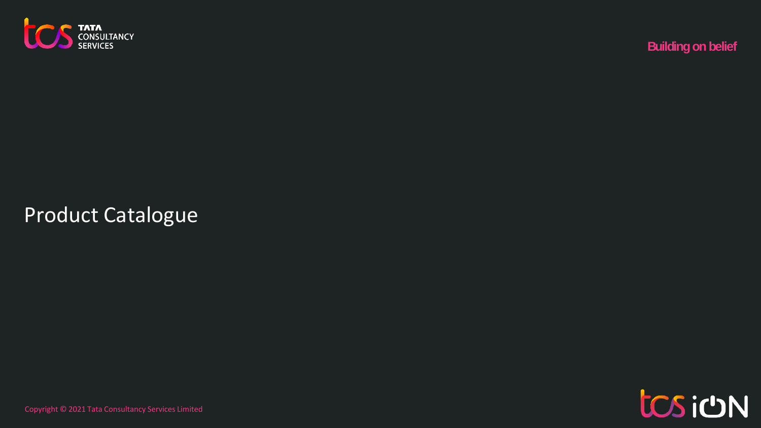Building on belief

# Product Catalogue

Copyright © 2021 Tata Consultancy Services Limited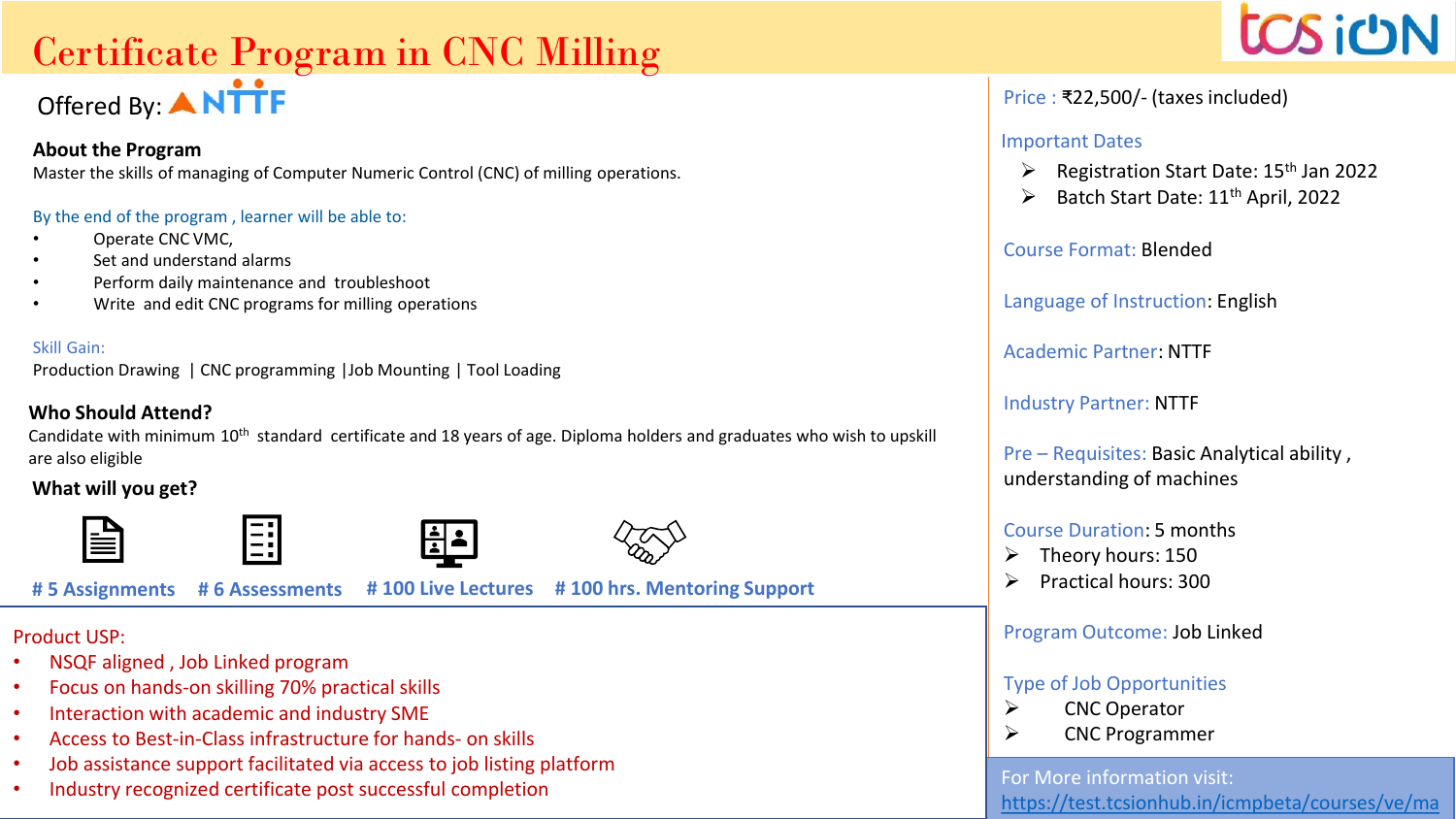# Certificate Program in CNC Milling

Offered By: NTTF

**About the Program**

Master the skills of managing of Computer Numeric Control (CNC) of milling operations.

By the end of the program , learner will be able to:

- Operate CNC VMC,
- Set and understand alarms
- Perform daily maintenance and troubleshoot
- Write and edit CNC programs for milling operations

Skill Gain:

Production Drawing | CNC programming |Job Mounting | Tool Loading

**Who Should Attend?**

Candidate with minimum 10th standard certificate and 18 years of age. Diploma holders and graduates who wish to upskill are also eligible

**What will you get?**

**# 5 Assignments** | **# 6 Assessments** | **# 100 Live Lectures** | **# 100 hrs. Mentoring Support**

Product USP:

- NSQF aligned , Job Linked program
- Focus on hands-on skilling 70% practical skills
- Interaction with academic and industry SME
- Access to Best-in-Class infrastructure for hands- on skills
- Job assistance support facilitated via access to job listing platform
- Industry recognized certificate post successful completion

Price : ₹22,500/- (taxes included)

Important Dates

- Registration Start Date: 15th Jan 2022
- Batch Start Date: 11th April, 2022

Course Format: Blended

Language of Instruction: English

Academic Partner: NTTF

Industry Partner: NTTF

Pre – Requisites: Basic Analytical ability , understanding of machines

Course Duration: 5 months

- Theory hours: 150
- Practical hours: 300

Program Outcome: Job Linked

Type of Job Opportunities

- CNC Operator
- CNC Programmer

For More information visit:
https://test.tcsionhub.in/icmpbeta/courses/ve/ma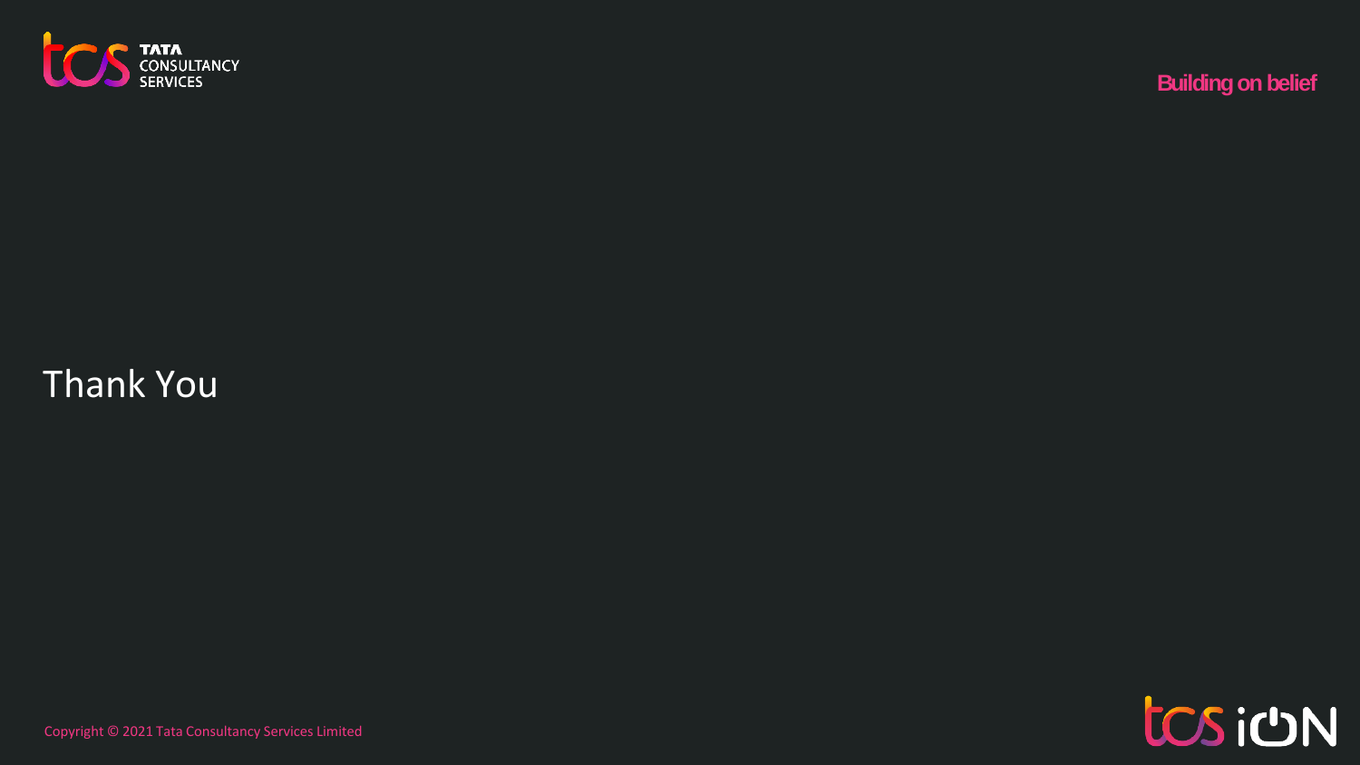Building on belief

# Thank You

Copyright © 2021 Tata Consultancy Services Limited